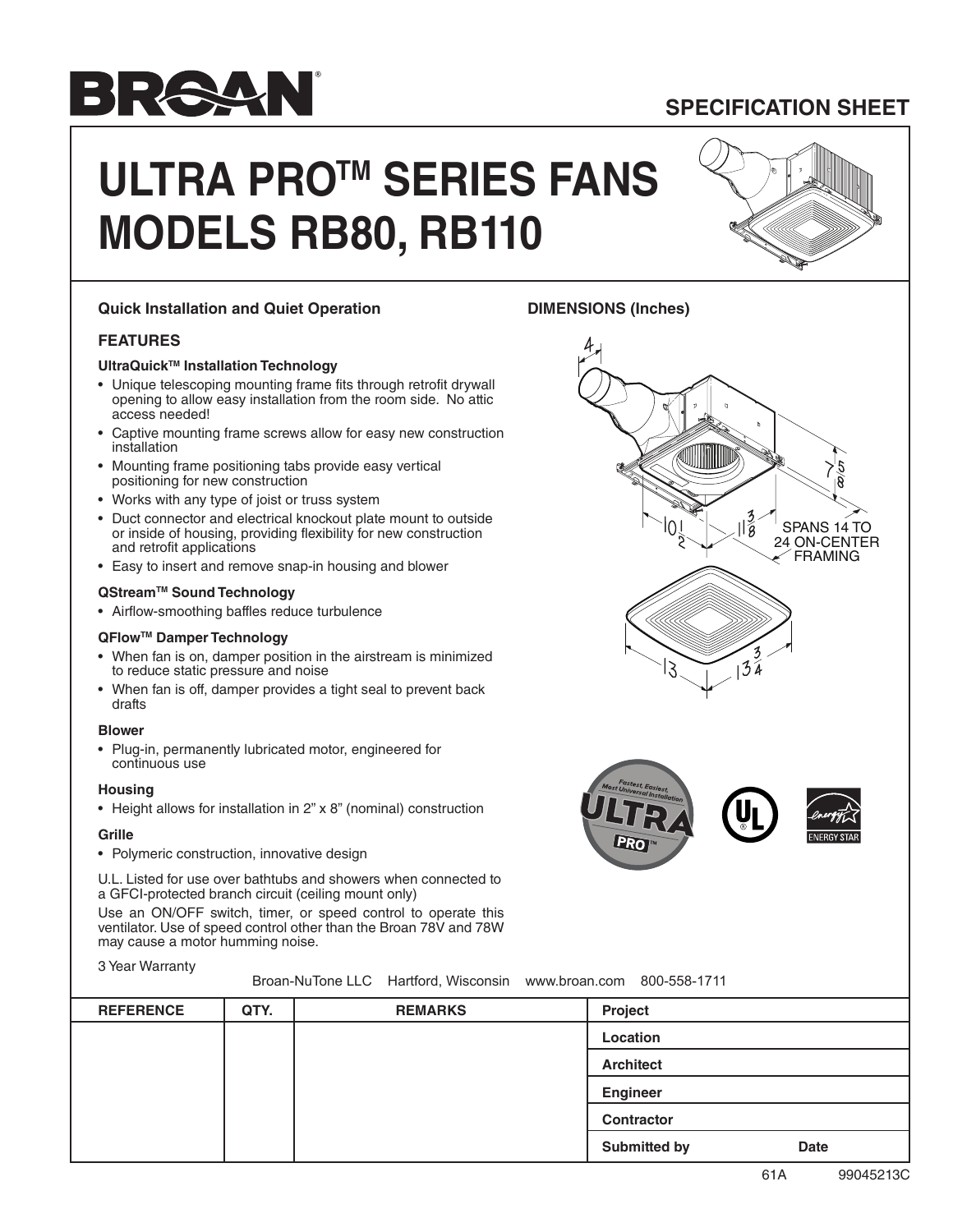# BROAN

## SPECIFICATION SHEET

# ULTRA PRO™ SERIES FANS MODELS RB80, RB110

**Quick Installation and Quiet Operation**

### FEATURES

**UltraQuick™ Installation Technology**

- Unique telescoping mounting frame fits through retrofit drywall opening to allow easy installation from the room side. No attic access needed!
- Captive mounting frame screws allow for easy new construction installation
- Mounting frame positioning tabs provide easy vertical positioning for new construction
- Works with any type of joist or truss system
- Duct connector and electrical knockout plate mount to outside or inside of housing, providing flexibility for new construction and retrofit applications
- Easy to insert and remove snap-in housing and blower

**QStream™ Sound Technology**

- Airflow-smoothing baffles reduce turbulence

**QFlow™ Damper Technology**

- When fan is on, damper position in the airstream is minimized to reduce static pressure and noise
- When fan is off, damper provides a tight seal to prevent back drafts

**Blower**

- Plug-in, permanently lubricated motor, engineered for continuous use

**Housing**

- Height allows for installation in 2" x 8" (nominal) construction

**Grille**

- Polymeric construction, innovative design

U.L. Listed for use over bathtubs and showers when connected to a GFCI-protected branch circuit (ceiling mount only)

Use an ON/OFF switch, timer, or speed control to operate this ventilator. Use of speed control other than the Broan 78V and 78W may cause a motor humming noise.

3 Year Warranty

**DIMENSIONS (Inches)**

4

7 5/8

10 1/2

11 3/8

SPANS 14 TO 24 ON-CENTER FRAMING

13

13 3/4

Broan-NuTone LLC Hartford, Wisconsin www.broan.com 800-558-1711

| REFERENCE | QTY. | REMARKS | |
|---|---|---|---|
| | | | **Project** |
| | | | **Location** |
| | | | **Architect** |
| | | | **Engineer** |
| | | | **Contractor** |
| | | | **Submitted by** **Date** |

61A 99045213C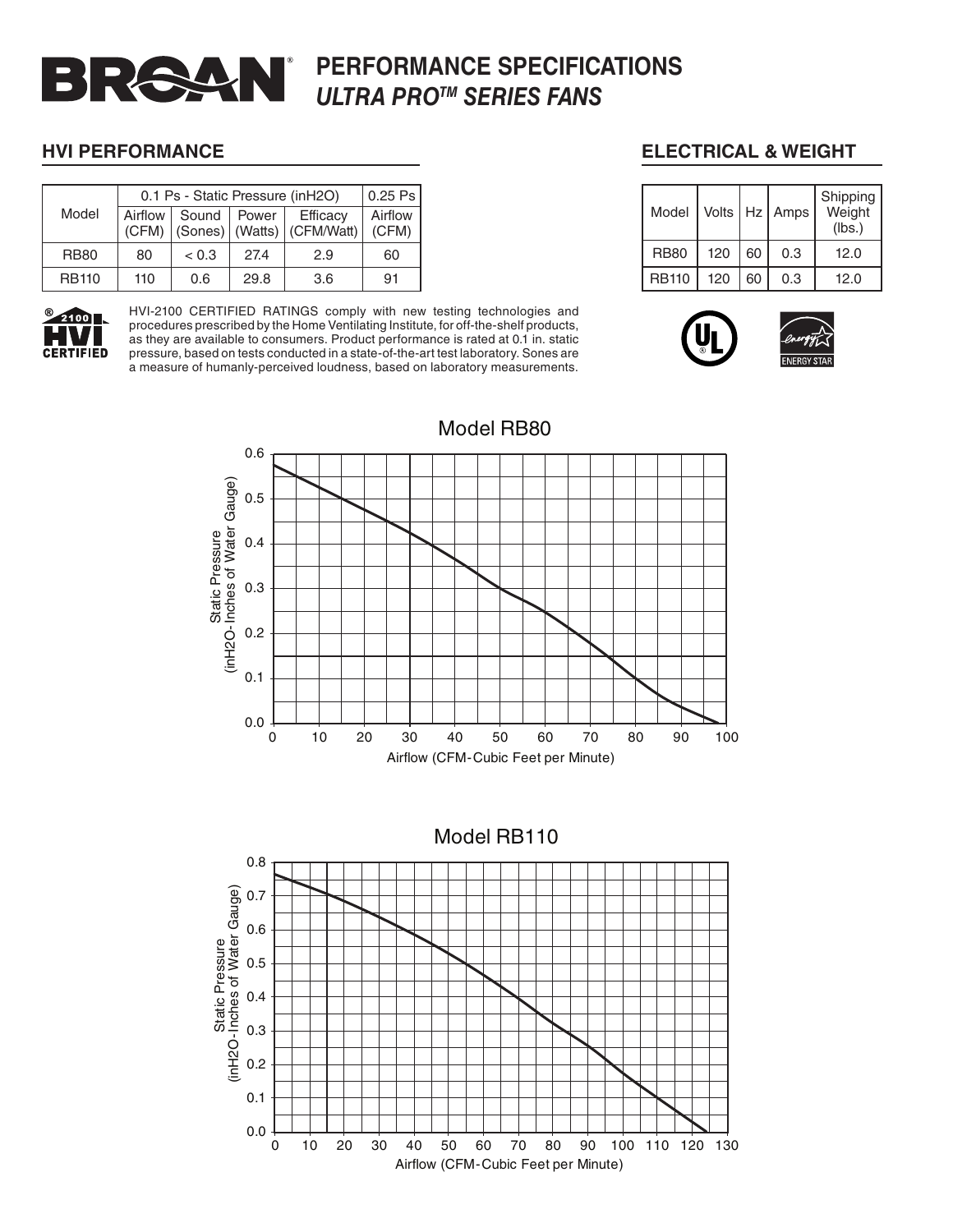# BROAN®

## PERFORMANCE SPECIFICATIONS
## *ULTRA PRO™ SERIES FANS*

### HVI PERFORMANCE

| Model | 0.1 Ps - Static Pressure (inH2O) | | | | 0.25 Ps |
|---|---|---|---|---|---|
| | Airflow (CFM) | Sound (Sones) | Power (Watts) | Efficacy (CFM/Watt) | Airflow (CFM) |
| RB80 | 80 | < 0.3 | 27.4 | 2.9 | 60 |
| RB110 | 110 | 0.6 | 29.8 | 3.6 | 91 |

HVI-2100 CERTIFIED RATINGS comply with new testing technologies and procedures prescribed by the Home Ventilating Institute, for off-the-shelf products, as they are available to consumers. Product performance is rated at 0.1 in. static pressure, based on tests conducted in a state-of-the-art test laboratory. Sones are a measure of humanly-perceived loudness, based on laboratory measurements.

### ELECTRICAL & WEIGHT

| Model | Volts | Hz | Amps | Shipping Weight (lbs.) |
|---|---|---|---|---|
| RB80 | 120 | 60 | 0.3 | 12.0 |
| RB110 | 120 | 60 | 0.3 | 12.0 |

Model RB80

Static Pressure (inH2O-Inches of Water Gauge)

0.0 0.1 0.2 0.3 0.4 0.5 0.6

0 10 20 30 40 50 60 70 80 90 100

Airflow (CFM-Cubic Feet per Minute)

Model RB110

Static Pressure (inH2O-Inches of Water Gauge)

0.0 0.1 0.2 0.3 0.4 0.5 0.6 0.7 0.8

0 10 20 30 40 50 60 70 80 90 100 110 120 130

Airflow (CFM-Cubic Feet per Minute)